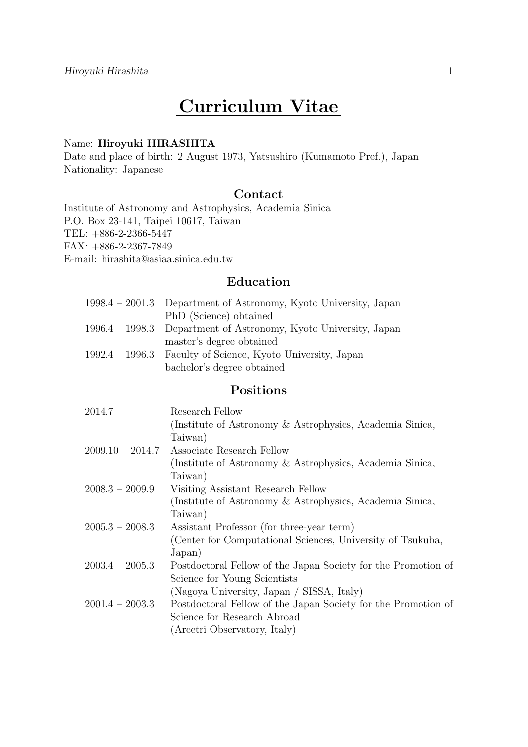# Curriculum Vitae

Name: **Hiroyuki HIRASHITA**
Date and place of birth: 2 August 1973, Yatsushiro (Kumamoto Pref.), Japan
Nationality: Japanese

## Contact

Institute of Astronomy and Astrophysics, Academia Sinica
P.O. Box 23-141, Taipei 10617, Taiwan
TEL: +886-2-2366-5447
FAX: +886-2-2367-7849
E-mail: hirashita@asiaa.sinica.edu.tw

## Education

| | |
|---|---|
| 1998.4 – 2001.3 | Department of Astronomy, Kyoto University, Japan<br>PhD (Science) obtained |
| 1996.4 – 1998.3 | Department of Astronomy, Kyoto University, Japan<br>master's degree obtained |
| 1992.4 – 1996.3 | Faculty of Science, Kyoto University, Japan<br>bachelor's degree obtained |

## Positions

| | |
|---|---|
| 2014.7 – | Research Fellow<br>(Institute of Astronomy & Astrophysics, Academia Sinica, Taiwan) |
| 2009.10 – 2014.7 | Associate Research Fellow<br>(Institute of Astronomy & Astrophysics, Academia Sinica, Taiwan) |
| 2008.3 – 2009.9 | Visiting Assistant Research Fellow<br>(Institute of Astronomy & Astrophysics, Academia Sinica, Taiwan) |
| 2005.3 – 2008.3 | Assistant Professor (for three-year term)<br>(Center for Computational Sciences, University of Tsukuba, Japan) |
| 2003.4 – 2005.3 | Postdoctoral Fellow of the Japan Society for the Promotion of Science for Young Scientists<br>(Nagoya University, Japan / SISSA, Italy) |
| 2001.4 – 2003.3 | Postdoctoral Fellow of the Japan Society for the Promotion of Science for Research Abroad<br>(Arcetri Observatory, Italy) |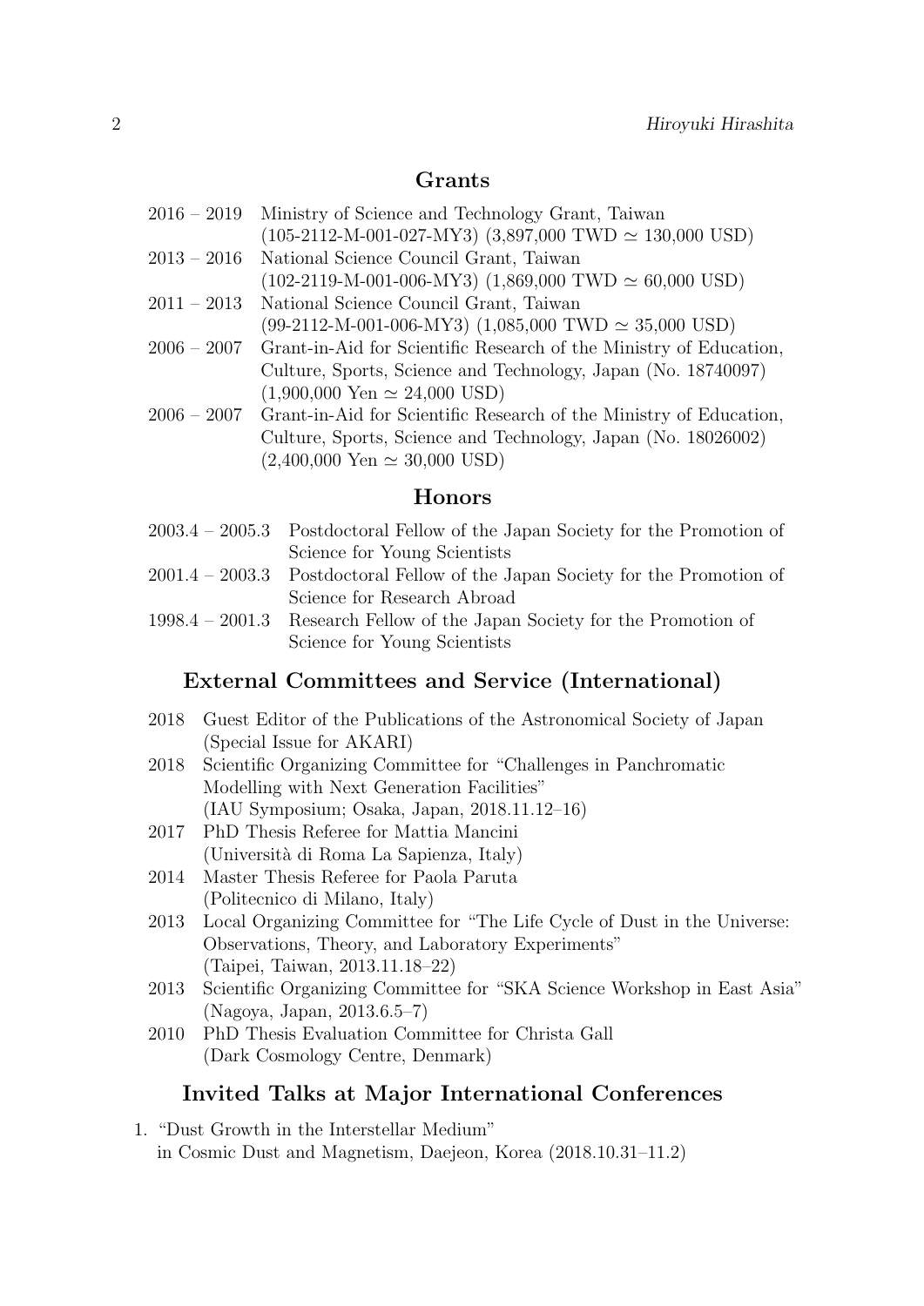## Grants

- 2016 – 2019 Ministry of Science and Technology Grant, Taiwan (105-2112-M-001-027-MY3) (3,897,000 TWD $\simeq$ 130,000 USD)
- 2013 – 2016 National Science Council Grant, Taiwan (102-2119-M-001-006-MY3) (1,869,000 TWD $\simeq$ 60,000 USD)
- 2011 – 2013 National Science Council Grant, Taiwan (99-2112-M-001-006-MY3) (1,085,000 TWD $\simeq$ 35,000 USD)
- 2006 – 2007 Grant-in-Aid for Scientific Research of the Ministry of Education, Culture, Sports, Science and Technology, Japan (No. 18740097) (1,900,000 Yen $\simeq$ 24,000 USD)
- 2006 – 2007 Grant-in-Aid for Scientific Research of the Ministry of Education, Culture, Sports, Science and Technology, Japan (No. 18026002) (2,400,000 Yen $\simeq$ 30,000 USD)

## Honors

- 2003.4 – 2005.3 Postdoctoral Fellow of the Japan Society for the Promotion of Science for Young Scientists
- 2001.4 – 2003.3 Postdoctoral Fellow of the Japan Society for the Promotion of Science for Research Abroad
- 1998.4 – 2001.3 Research Fellow of the Japan Society for the Promotion of Science for Young Scientists

## External Committees and Service (International)

- 2018 Guest Editor of the Publications of the Astronomical Society of Japan (Special Issue for AKARI)
- 2018 Scientific Organizing Committee for "Challenges in Panchromatic Modelling with Next Generation Facilities" (IAU Symposium; Osaka, Japan, 2018.11.12–16)
- 2017 PhD Thesis Referee for Mattia Mancini (Università di Roma La Sapienza, Italy)
- 2014 Master Thesis Referee for Paola Paruta (Politecnico di Milano, Italy)
- 2013 Local Organizing Committee for "The Life Cycle of Dust in the Universe: Observations, Theory, and Laboratory Experiments" (Taipei, Taiwan, 2013.11.18–22)
- 2013 Scientific Organizing Committee for "SKA Science Workshop in East Asia" (Nagoya, Japan, 2013.6.5–7)
- 2010 PhD Thesis Evaluation Committee for Christa Gall (Dark Cosmology Centre, Denmark)

## Invited Talks at Major International Conferences

1. "Dust Growth in the Interstellar Medium"
   in Cosmic Dust and Magnetism, Daejeon, Korea (2018.10.31–11.2)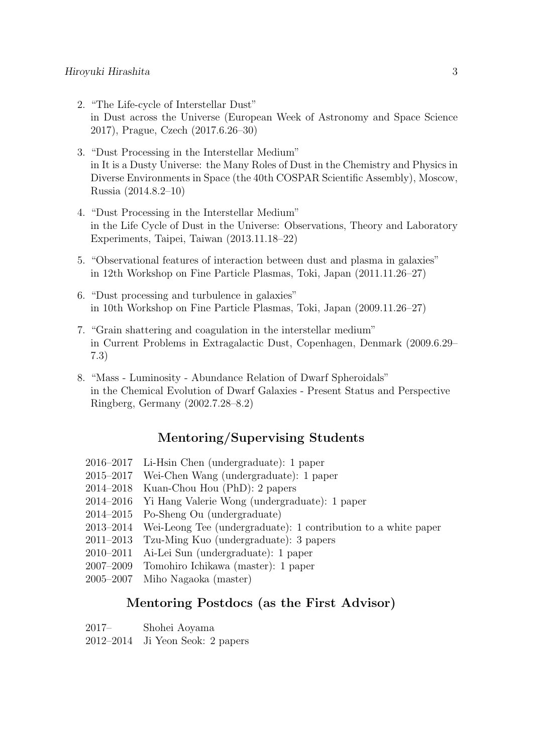2. "The Life-cycle of Interstellar Dust"
   in Dust across the Universe (European Week of Astronomy and Space Science 2017), Prague, Czech (2017.6.26–30)
3. "Dust Processing in the Interstellar Medium"
   in It is a Dusty Universe: the Many Roles of Dust in the Chemistry and Physics in Diverse Environments in Space (the 40th COSPAR Scientific Assembly), Moscow, Russia (2014.8.2–10)
4. "Dust Processing in the Interstellar Medium"
   in the Life Cycle of Dust in the Universe: Observations, Theory and Laboratory Experiments, Taipei, Taiwan (2013.11.18–22)
5. "Observational features of interaction between dust and plasma in galaxies"
   in 12th Workshop on Fine Particle Plasmas, Toki, Japan (2011.11.26–27)
6. "Dust processing and turbulence in galaxies"
   in 10th Workshop on Fine Particle Plasmas, Toki, Japan (2009.11.26–27)
7. "Grain shattering and coagulation in the interstellar medium"
   in Current Problems in Extragalactic Dust, Copenhagen, Denmark (2009.6.29–7.3)
8. "Mass - Luminosity - Abundance Relation of Dwarf Spheroidals"
   in the Chemical Evolution of Dwarf Galaxies - Present Status and Perspective Ringberg, Germany (2002.7.28–8.2)

## Mentoring/Supervising Students

2016–2017 Li-Hsin Chen (undergraduate): 1 paper
2015–2017 Wei-Chen Wang (undergraduate): 1 paper
2014–2018 Kuan-Chou Hou (PhD): 2 papers
2014–2016 Yi Hang Valerie Wong (undergraduate): 1 paper
2014–2015 Po-Sheng Ou (undergraduate)
2013–2014 Wei-Leong Tee (undergraduate): 1 contribution to a white paper
2011–2013 Tzu-Ming Kuo (undergraduate): 3 papers
2010–2011 Ai-Lei Sun (undergraduate): 1 paper
2007–2009 Tomohiro Ichikawa (master): 1 paper
2005–2007 Miho Nagaoka (master)

## Mentoring Postdocs (as the First Advisor)

2017– Shohei Aoyama
2012–2014 Ji Yeon Seok: 2 papers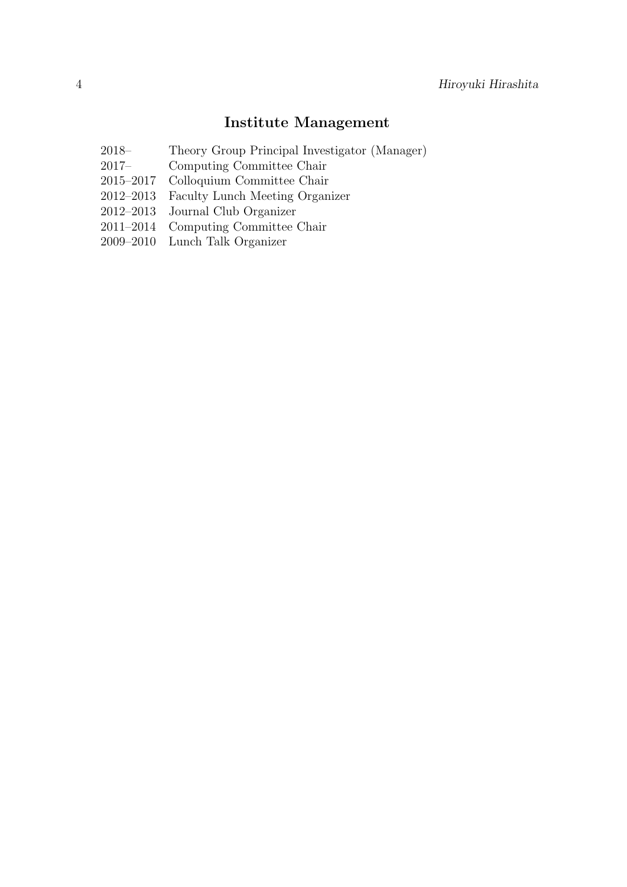## Institute Management

| | |
|---|---|
| 2018– | Theory Group Principal Investigator (Manager) |
| 2017– | Computing Committee Chair |
| 2015–2017 | Colloquium Committee Chair |
| 2012–2013 | Faculty Lunch Meeting Organizer |
| 2012–2013 | Journal Club Organizer |
| 2011–2014 | Computing Committee Chair |
| 2009–2010 | Lunch Talk Organizer |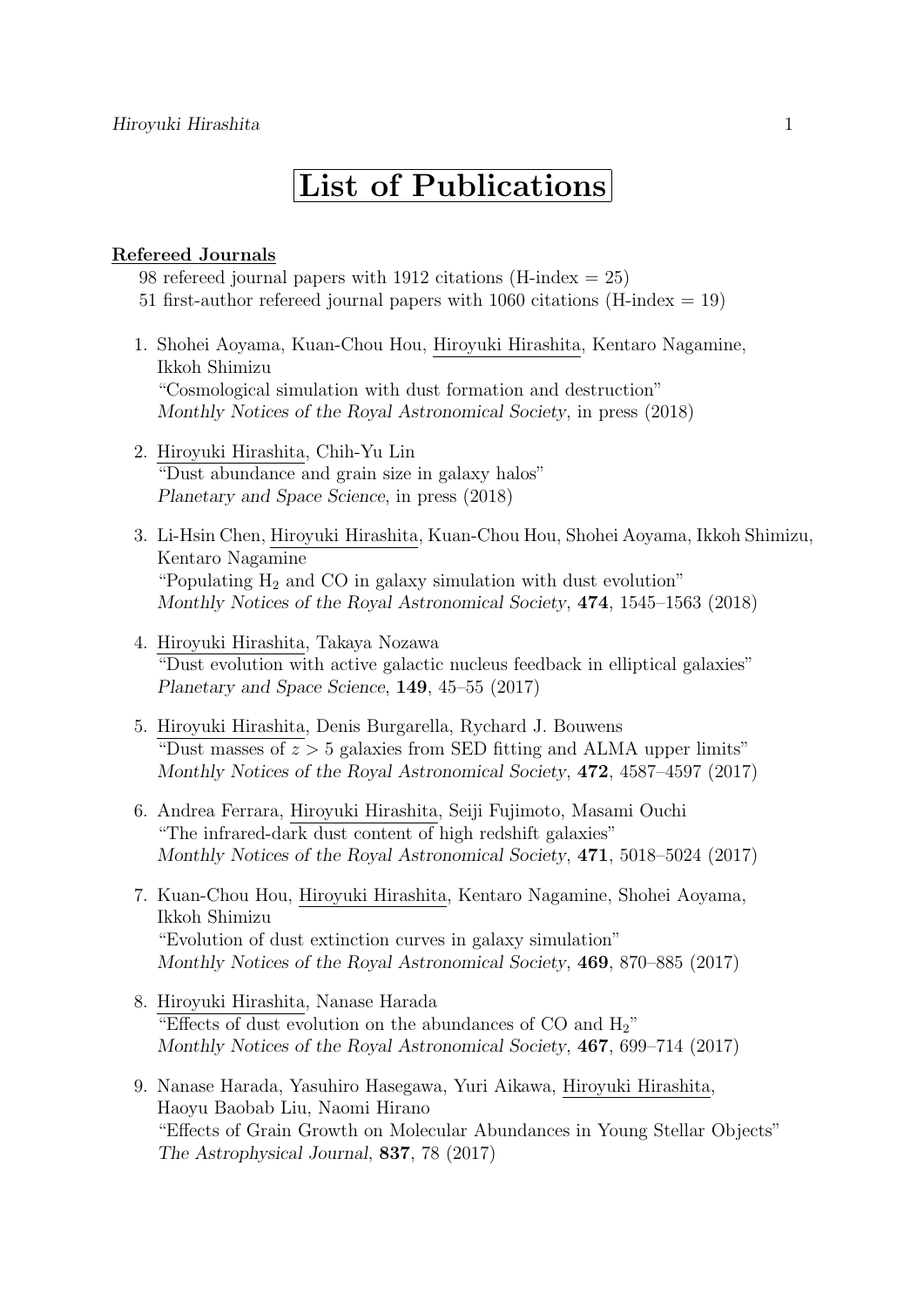# List of Publications

**Refereed Journals**

98 refereed journal papers with 1912 citations (H-index = 25)
51 first-author refereed journal papers with 1060 citations (H-index = 19)

1. Shohei Aoyama, Kuan-Chou Hou, Hiroyuki Hirashita, Kentaro Nagamine, Ikkoh Shimizu
"Cosmological simulation with dust formation and destruction"
*Monthly Notices of the Royal Astronomical Society*, in press (2018)

2. Hiroyuki Hirashita, Chih-Yu Lin
"Dust abundance and grain size in galaxy halos"
*Planetary and Space Science*, in press (2018)

3. Li-Hsin Chen, Hiroyuki Hirashita, Kuan-Chou Hou, Shohei Aoyama, Ikkoh Shimizu, Kentaro Nagamine
"Populating $H_2$ and CO in galaxy simulation with dust evolution"
*Monthly Notices of the Royal Astronomical Society*, **474**, 1545–1563 (2018)

4. Hiroyuki Hirashita, Takaya Nozawa
"Dust evolution with active galactic nucleus feedback in elliptical galaxies"
*Planetary and Space Science*, **149**, 45–55 (2017)

5. Hiroyuki Hirashita, Denis Burgarella, Rychard J. Bouwens
"Dust masses of $z > 5$ galaxies from SED fitting and ALMA upper limits"
*Monthly Notices of the Royal Astronomical Society*, **472**, 4587–4597 (2017)

6. Andrea Ferrara, Hiroyuki Hirashita, Seiji Fujimoto, Masami Ouchi
"The infrared-dark dust content of high redshift galaxies"
*Monthly Notices of the Royal Astronomical Society*, **471**, 5018–5024 (2017)

7. Kuan-Chou Hou, Hiroyuki Hirashita, Kentaro Nagamine, Shohei Aoyama, Ikkoh Shimizu
"Evolution of dust extinction curves in galaxy simulation"
*Monthly Notices of the Royal Astronomical Society*, **469**, 870–885 (2017)

8. Hiroyuki Hirashita, Nanase Harada
"Effects of dust evolution on the abundances of CO and $H_2$"
*Monthly Notices of the Royal Astronomical Society*, **467**, 699–714 (2017)

9. Nanase Harada, Yasuhiro Hasegawa, Yuri Aikawa, Hiroyuki Hirashita, Haoyu Baobab Liu, Naomi Hirano
"Effects of Grain Growth on Molecular Abundances in Young Stellar Objects"
*The Astrophysical Journal*, **837**, 78 (2017)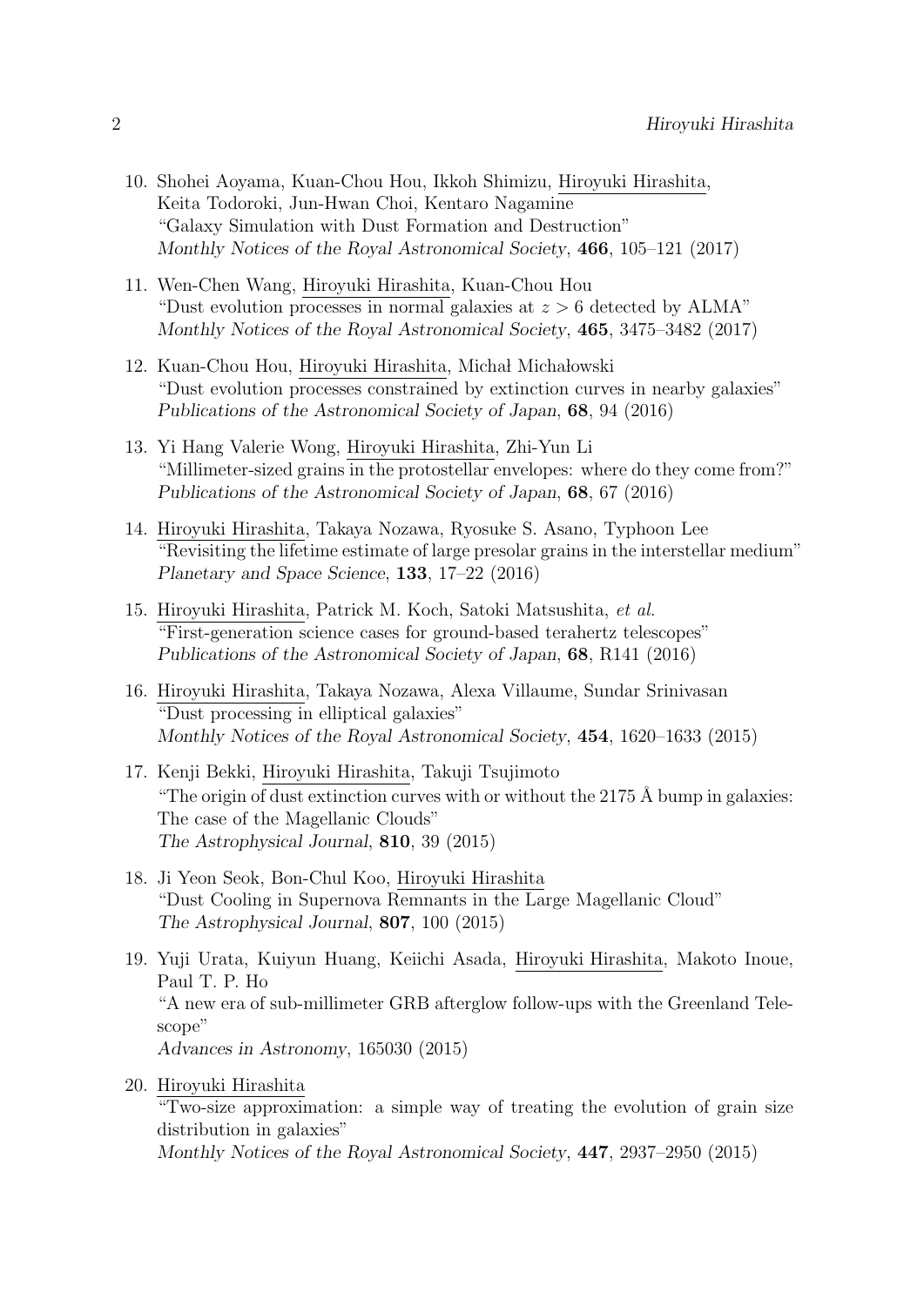10. Shohei Aoyama, Kuan-Chou Hou, Ikkoh Shimizu, Hiroyuki Hirashita, Keita Todoroki, Jun-Hwan Choi, Kentaro Nagamine
"Galaxy Simulation with Dust Formation and Destruction"
*Monthly Notices of the Royal Astronomical Society*, **466**, 105–121 (2017)

11. Wen-Chen Wang, Hiroyuki Hirashita, Kuan-Chou Hou
"Dust evolution processes in normal galaxies at $z > 6$ detected by ALMA"
*Monthly Notices of the Royal Astronomical Society*, **465**, 3475–3482 (2017)

12. Kuan-Chou Hou, Hiroyuki Hirashita, Michał Michałowski
"Dust evolution processes constrained by extinction curves in nearby galaxies"
*Publications of the Astronomical Society of Japan*, **68**, 94 (2016)

13. Yi Hang Valerie Wong, Hiroyuki Hirashita, Zhi-Yun Li
"Millimeter-sized grains in the protostellar envelopes: where do they come from?"
*Publications of the Astronomical Society of Japan*, **68**, 67 (2016)

14. Hiroyuki Hirashita, Takaya Nozawa, Ryosuke S. Asano, Typhoon Lee
"Revisiting the lifetime estimate of large presolar grains in the interstellar medium"
*Planetary and Space Science*, **133**, 17–22 (2016)

15. Hiroyuki Hirashita, Patrick M. Koch, Satoki Matsushita, *et al.*
"First-generation science cases for ground-based terahertz telescopes"
*Publications of the Astronomical Society of Japan*, **68**, R141 (2016)

16. Hiroyuki Hirashita, Takaya Nozawa, Alexa Villaume, Sundar Srinivasan
"Dust processing in elliptical galaxies"
*Monthly Notices of the Royal Astronomical Society*, **454**, 1620–1633 (2015)

17. Kenji Bekki, Hiroyuki Hirashita, Takuji Tsujimoto
"The origin of dust extinction curves with or without the 2175 Å bump in galaxies: The case of the Magellanic Clouds"
*The Astrophysical Journal*, **810**, 39 (2015)

18. Ji Yeon Seok, Bon-Chul Koo, Hiroyuki Hirashita
"Dust Cooling in Supernova Remnants in the Large Magellanic Cloud"
*The Astrophysical Journal*, **807**, 100 (2015)

19. Yuji Urata, Kuiyun Huang, Keiichi Asada, Hiroyuki Hirashita, Makoto Inoue, Paul T. P. Ho
"A new era of sub-millimeter GRB afterglow follow-ups with the Greenland Telescope"
*Advances in Astronomy*, 165030 (2015)

20. Hiroyuki Hirashita
"Two-size approximation: a simple way of treating the evolution of grain size distribution in galaxies"
*Monthly Notices of the Royal Astronomical Society*, **447**, 2937–2950 (2015)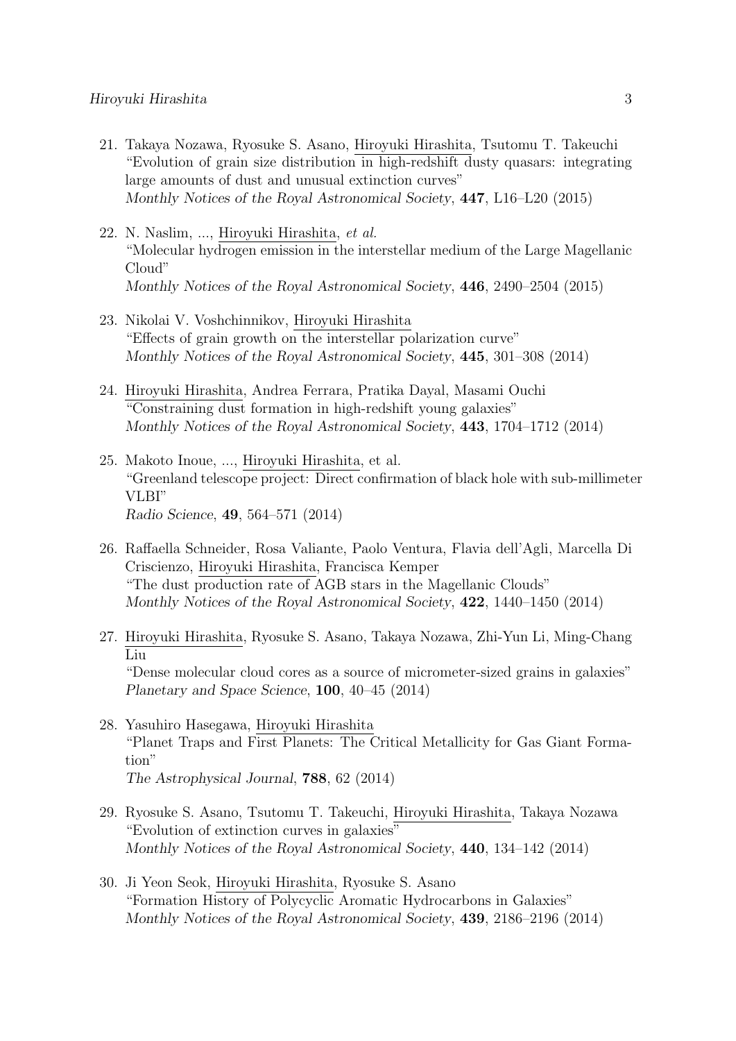21. Takaya Nozawa, Ryosuke S. Asano, Hiroyuki Hirashita, Tsutomu T. Takeuchi
"Evolution of grain size distribution in high-redshift dusty quasars: integrating large amounts of dust and unusual extinction curves"
*Monthly Notices of the Royal Astronomical Society*, **447**, L16–L20 (2015)

22. N. Naslim, ..., Hiroyuki Hirashita, *et al.*
"Molecular hydrogen emission in the interstellar medium of the Large Magellanic Cloud"
*Monthly Notices of the Royal Astronomical Society*, **446**, 2490–2504 (2015)

23. Nikolai V. Voshchinnikov, Hiroyuki Hirashita
"Effects of grain growth on the interstellar polarization curve"
*Monthly Notices of the Royal Astronomical Society*, **445**, 301–308 (2014)

24. Hiroyuki Hirashita, Andrea Ferrara, Pratika Dayal, Masami Ouchi
"Constraining dust formation in high-redshift young galaxies"
*Monthly Notices of the Royal Astronomical Society*, **443**, 1704–1712 (2014)

25. Makoto Inoue, ..., Hiroyuki Hirashita, et al.
"Greenland telescope project: Direct confirmation of black hole with sub-millimeter VLBI"
*Radio Science*, **49**, 564–571 (2014)

26. Raffaella Schneider, Rosa Valiante, Paolo Ventura, Flavia dell'Agli, Marcella Di Criscienzo, Hiroyuki Hirashita, Francisca Kemper
"The dust production rate of AGB stars in the Magellanic Clouds"
*Monthly Notices of the Royal Astronomical Society*, **422**, 1440–1450 (2014)

27. Hiroyuki Hirashita, Ryosuke S. Asano, Takaya Nozawa, Zhi-Yun Li, Ming-Chang Liu
"Dense molecular cloud cores as a source of micrometer-sized grains in galaxies"
*Planetary and Space Science*, **100**, 40–45 (2014)

28. Yasuhiro Hasegawa, Hiroyuki Hirashita
"Planet Traps and First Planets: The Critical Metallicity for Gas Giant Formation"
*The Astrophysical Journal*, **788**, 62 (2014)

29. Ryosuke S. Asano, Tsutomu T. Takeuchi, Hiroyuki Hirashita, Takaya Nozawa
"Evolution of extinction curves in galaxies"
*Monthly Notices of the Royal Astronomical Society*, **440**, 134–142 (2014)

30. Ji Yeon Seok, Hiroyuki Hirashita, Ryosuke S. Asano
"Formation History of Polycyclic Aromatic Hydrocarbons in Galaxies"
*Monthly Notices of the Royal Astronomical Society*, **439**, 2186–2196 (2014)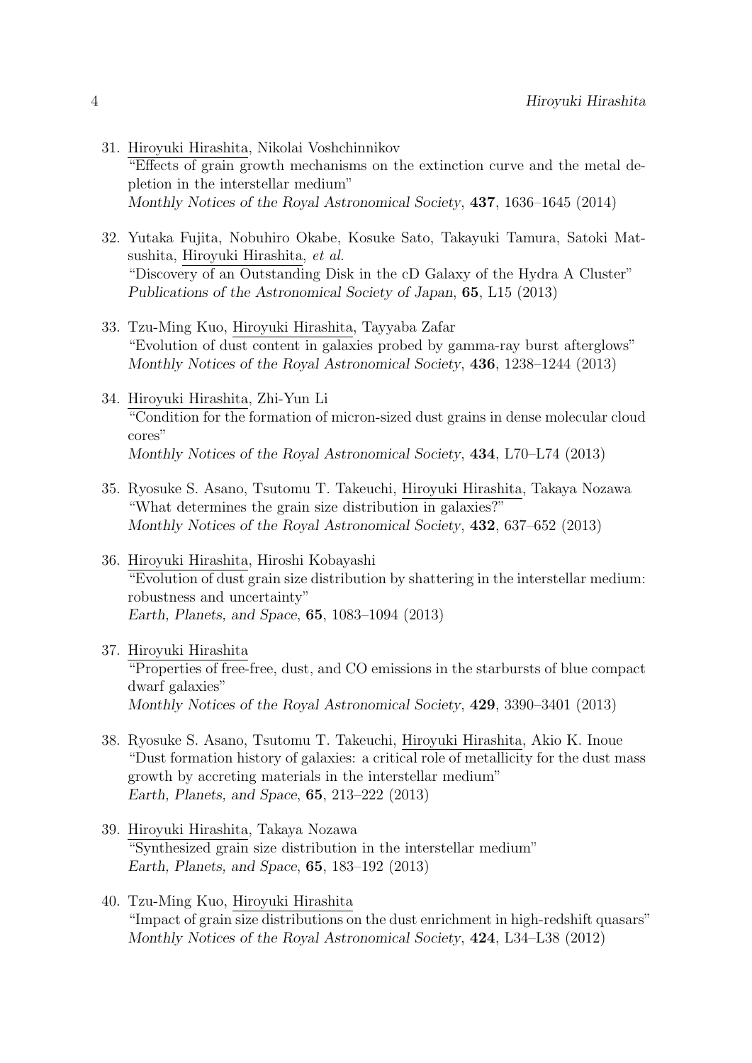31. Hiroyuki Hirashita, Nikolai Voshchinnikov
"Effects of grain growth mechanisms on the extinction curve and the metal depletion in the interstellar medium"
*Monthly Notices of the Royal Astronomical Society*, **437**, 1636–1645 (2014)

32. Yutaka Fujita, Nobuhiro Okabe, Kosuke Sato, Takayuki Tamura, Satoki Matsushita, Hiroyuki Hirashita, *et al.*
"Discovery of an Outstanding Disk in the cD Galaxy of the Hydra A Cluster"
*Publications of the Astronomical Society of Japan*, **65**, L15 (2013)

33. Tzu-Ming Kuo, Hiroyuki Hirashita, Tayyaba Zafar
"Evolution of dust content in galaxies probed by gamma-ray burst afterglows"
*Monthly Notices of the Royal Astronomical Society*, **436**, 1238–1244 (2013)

34. Hiroyuki Hirashita, Zhi-Yun Li
"Condition for the formation of micron-sized dust grains in dense molecular cloud cores"
*Monthly Notices of the Royal Astronomical Society*, **434**, L70–L74 (2013)

35. Ryosuke S. Asano, Tsutomu T. Takeuchi, Hiroyuki Hirashita, Takaya Nozawa
"What determines the grain size distribution in galaxies?"
*Monthly Notices of the Royal Astronomical Society*, **432**, 637–652 (2013)

36. Hiroyuki Hirashita, Hiroshi Kobayashi
"Evolution of dust grain size distribution by shattering in the interstellar medium: robustness and uncertainty"
*Earth, Planets, and Space*, **65**, 1083–1094 (2013)

37. Hiroyuki Hirashita
"Properties of free-free, dust, and CO emissions in the starbursts of blue compact dwarf galaxies"
*Monthly Notices of the Royal Astronomical Society*, **429**, 3390–3401 (2013)

38. Ryosuke S. Asano, Tsutomu T. Takeuchi, Hiroyuki Hirashita, Akio K. Inoue
"Dust formation history of galaxies: a critical role of metallicity for the dust mass growth by accreting materials in the interstellar medium"
*Earth, Planets, and Space*, **65**, 213–222 (2013)

39. Hiroyuki Hirashita, Takaya Nozawa
"Synthesized grain size distribution in the interstellar medium"
*Earth, Planets, and Space*, **65**, 183–192 (2013)

40. Tzu-Ming Kuo, Hiroyuki Hirashita
"Impact of grain size distributions on the dust enrichment in high-redshift quasars"
*Monthly Notices of the Royal Astronomical Society*, **424**, L34–L38 (2012)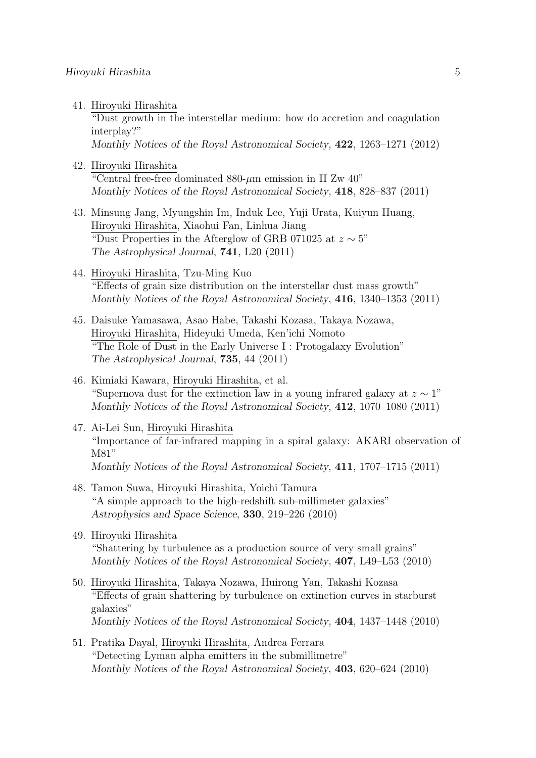41. Hiroyuki Hirashita
"Dust growth in the interstellar medium: how do accretion and coagulation interplay?"
*Monthly Notices of the Royal Astronomical Society*, **422**, 1263–1271 (2012)

42. Hiroyuki Hirashita
"Central free-free dominated 880-$\mu$m emission in II Zw 40"
*Monthly Notices of the Royal Astronomical Society*, **418**, 828–837 (2011)

43. Minsung Jang, Myungshin Im, Induk Lee, Yuji Urata, Kuiyun Huang, Hiroyuki Hirashita, Xiaohui Fan, Linhua Jiang
"Dust Properties in the Afterglow of GRB 071025 at $z \sim 5$"
*The Astrophysical Journal*, **741**, L20 (2011)

44. Hiroyuki Hirashita, Tzu-Ming Kuo
"Effects of grain size distribution on the interstellar dust mass growth"
*Monthly Notices of the Royal Astronomical Society*, **416**, 1340–1353 (2011)

45. Daisuke Yamasawa, Asao Habe, Takashi Kozasa, Takaya Nozawa, Hiroyuki Hirashita, Hideyuki Umeda, Ken'ichi Nomoto
"The Role of Dust in the Early Universe I : Protogalaxy Evolution"
*The Astrophysical Journal*, **735**, 44 (2011)

46. Kimiaki Kawara, Hiroyuki Hirashita, et al.
"Supernova dust for the extinction law in a young infrared galaxy at $z \sim 1$"
*Monthly Notices of the Royal Astronomical Society*, **412**, 1070–1080 (2011)

47. Ai-Lei Sun, Hiroyuki Hirashita
"Importance of far-infrared mapping in a spiral galaxy: AKARI observation of M81"
*Monthly Notices of the Royal Astronomical Society*, **411**, 1707–1715 (2011)

48. Tamon Suwa, Hiroyuki Hirashita, Yoichi Tamura
"A simple approach to the high-redshift sub-millimeter galaxies"
*Astrophysics and Space Science*, **330**, 219–226 (2010)

49. Hiroyuki Hirashita
"Shattering by turbulence as a production source of very small grains"
*Monthly Notices of the Royal Astronomical Society*, **407**, L49–L53 (2010)

50. Hiroyuki Hirashita, Takaya Nozawa, Huirong Yan, Takashi Kozasa
"Effects of grain shattering by turbulence on extinction curves in starburst galaxies"
*Monthly Notices of the Royal Astronomical Society*, **404**, 1437–1448 (2010)

51. Pratika Dayal, Hiroyuki Hirashita, Andrea Ferrara
"Detecting Lyman alpha emitters in the submillimetre"
*Monthly Notices of the Royal Astronomical Society*, **403**, 620–624 (2010)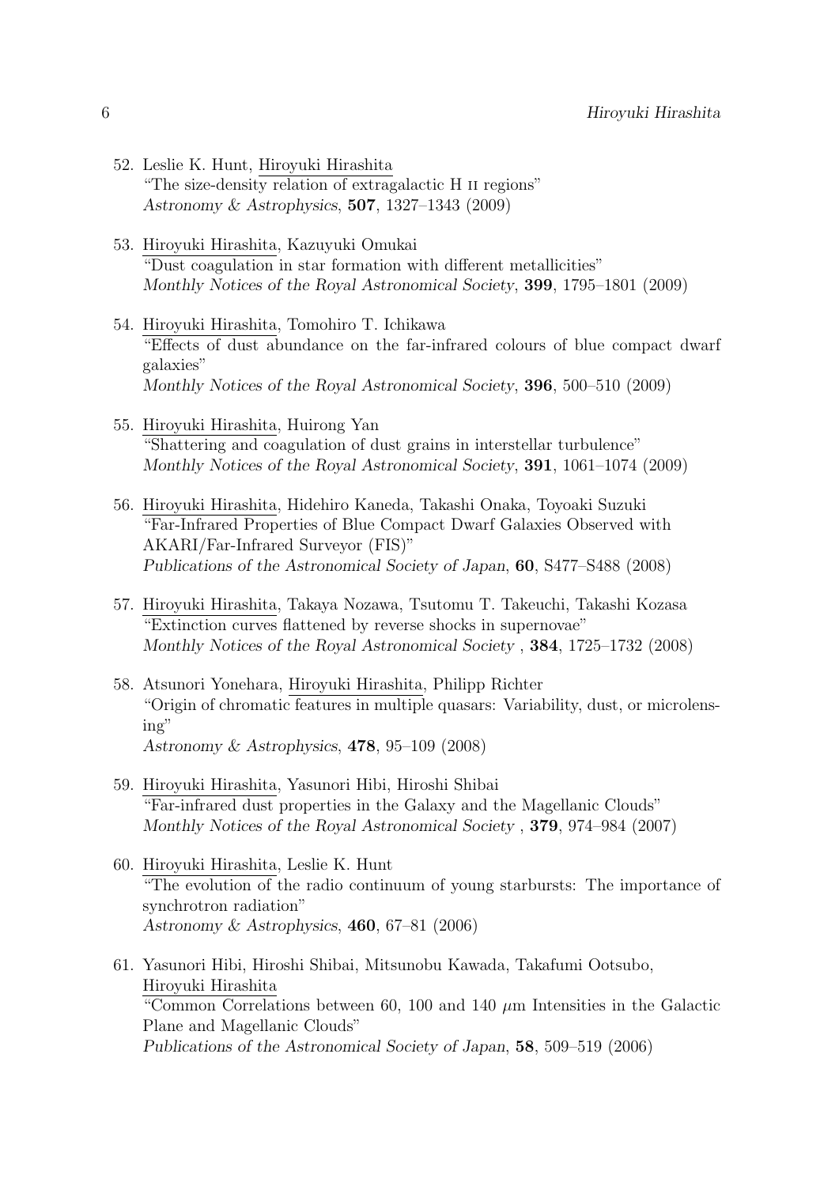52. Leslie K. Hunt, Hiroyuki Hirashita
"The size-density relation of extragalactic H II regions"
*Astronomy & Astrophysics*, **507**, 1327–1343 (2009)

53. Hiroyuki Hirashita, Kazuyuki Omukai
"Dust coagulation in star formation with different metallicities"
*Monthly Notices of the Royal Astronomical Society*, **399**, 1795–1801 (2009)

54. Hiroyuki Hirashita, Tomohiro T. Ichikawa
"Effects of dust abundance on the far-infrared colours of blue compact dwarf galaxies"
*Monthly Notices of the Royal Astronomical Society*, **396**, 500–510 (2009)

55. Hiroyuki Hirashita, Huirong Yan
"Shattering and coagulation of dust grains in interstellar turbulence"
*Monthly Notices of the Royal Astronomical Society*, **391**, 1061–1074 (2009)

56. Hiroyuki Hirashita, Hidehiro Kaneda, Takashi Onaka, Toyoaki Suzuki
"Far-Infrared Properties of Blue Compact Dwarf Galaxies Observed with AKARI/Far-Infrared Surveyor (FIS)"
*Publications of the Astronomical Society of Japan*, **60**, S477–S488 (2008)

57. Hiroyuki Hirashita, Takaya Nozawa, Tsutomu T. Takeuchi, Takashi Kozasa
"Extinction curves flattened by reverse shocks in supernovae"
*Monthly Notices of the Royal Astronomical Society* , **384**, 1725–1732 (2008)

58. Atsunori Yonehara, Hiroyuki Hirashita, Philipp Richter
"Origin of chromatic features in multiple quasars: Variability, dust, or microlensing"
*Astronomy & Astrophysics*, **478**, 95–109 (2008)

59. Hiroyuki Hirashita, Yasunori Hibi, Hiroshi Shibai
"Far-infrared dust properties in the Galaxy and the Magellanic Clouds"
*Monthly Notices of the Royal Astronomical Society* , **379**, 974–984 (2007)

60. Hiroyuki Hirashita, Leslie K. Hunt
"The evolution of the radio continuum of young starbursts: The importance of synchrotron radiation"
*Astronomy & Astrophysics*, **460**, 67–81 (2006)

61. Yasunori Hibi, Hiroshi Shibai, Mitsunobu Kawada, Takafumi Ootsubo, Hiroyuki Hirashita
"Common Correlations between 60, 100 and 140 $\mu$m Intensities in the Galactic Plane and Magellanic Clouds"
*Publications of the Astronomical Society of Japan*, **58**, 509–519 (2006)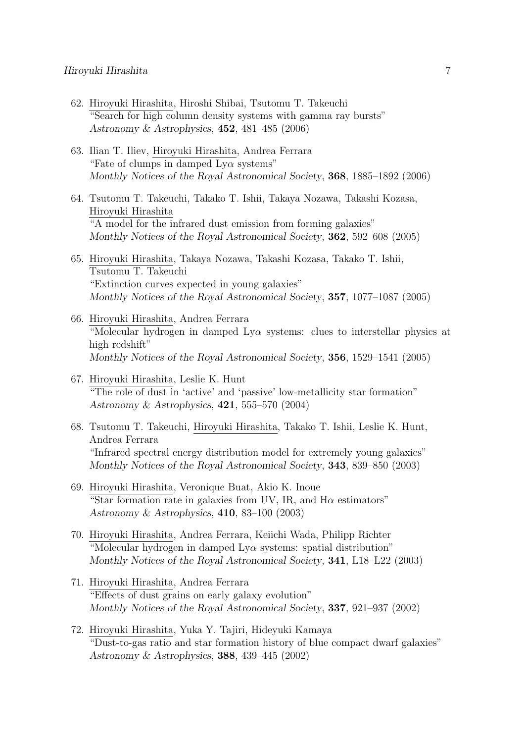62. Hiroyuki Hirashita, Hiroshi Shibai, Tsutomu T. Takeuchi
"Search for high column density systems with gamma ray bursts"
*Astronomy & Astrophysics*, **452**, 481–485 (2006)

63. Ilian T. Iliev, Hiroyuki Hirashita, Andrea Ferrara
"Fate of clumps in damped Ly$\alpha$ systems"
*Monthly Notices of the Royal Astronomical Society*, **368**, 1885–1892 (2006)

64. Tsutomu T. Takeuchi, Takako T. Ishii, Takaya Nozawa, Takashi Kozasa, Hiroyuki Hirashita
"A model for the infrared dust emission from forming galaxies"
*Monthly Notices of the Royal Astronomical Society*, **362**, 592–608 (2005)

65. Hiroyuki Hirashita, Takaya Nozawa, Takashi Kozasa, Takako T. Ishii, Tsutomu T. Takeuchi
"Extinction curves expected in young galaxies"
*Monthly Notices of the Royal Astronomical Society*, **357**, 1077–1087 (2005)

66. Hiroyuki Hirashita, Andrea Ferrara
"Molecular hydrogen in damped Ly$\alpha$ systems: clues to interstellar physics at high redshift"
*Monthly Notices of the Royal Astronomical Society*, **356**, 1529–1541 (2005)

67. Hiroyuki Hirashita, Leslie K. Hunt
"The role of dust in 'active' and 'passive' low-metallicity star formation"
*Astronomy & Astrophysics*, **421**, 555–570 (2004)

68. Tsutomu T. Takeuchi, Hiroyuki Hirashita, Takako T. Ishii, Leslie K. Hunt, Andrea Ferrara
"Infrared spectral energy distribution model for extremely young galaxies"
*Monthly Notices of the Royal Astronomical Society*, **343**, 839–850 (2003)

69. Hiroyuki Hirashita, Veronique Buat, Akio K. Inoue
"Star formation rate in galaxies from UV, IR, and H$\alpha$ estimators"
*Astronomy & Astrophysics*, **410**, 83–100 (2003)

70. Hiroyuki Hirashita, Andrea Ferrara, Keiichi Wada, Philipp Richter
"Molecular hydrogen in damped Ly$\alpha$ systems: spatial distribution"
*Monthly Notices of the Royal Astronomical Society*, **341**, L18–L22 (2003)

71. Hiroyuki Hirashita, Andrea Ferrara
"Effects of dust grains on early galaxy evolution"
*Monthly Notices of the Royal Astronomical Society*, **337**, 921–937 (2002)

72. Hiroyuki Hirashita, Yuka Y. Tajiri, Hideyuki Kamaya
"Dust-to-gas ratio and star formation history of blue compact dwarf galaxies"
*Astronomy & Astrophysics*, **388**, 439–445 (2002)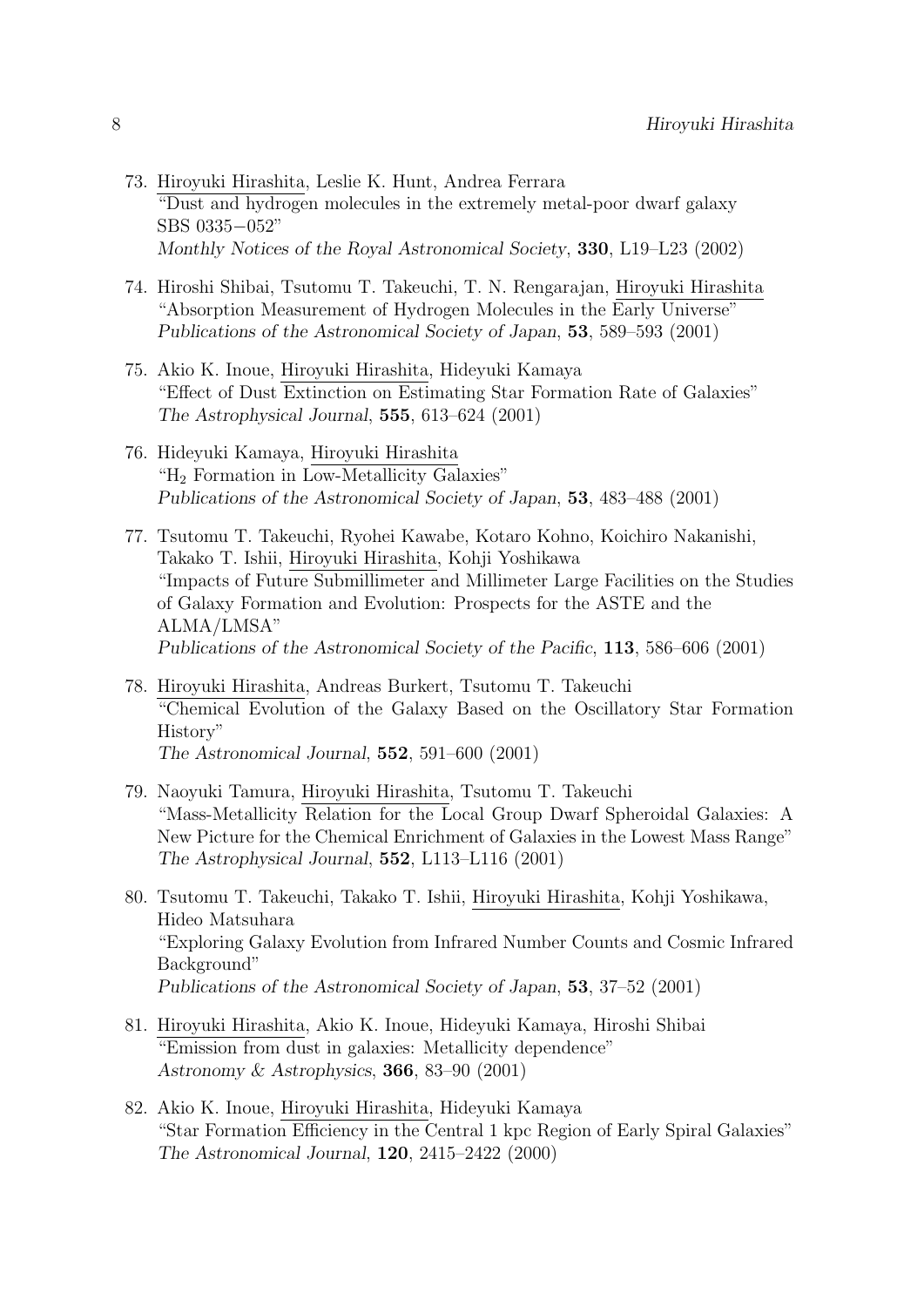73. Hiroyuki Hirashita, Leslie K. Hunt, Andrea Ferrara
"Dust and hydrogen molecules in the extremely metal-poor dwarf galaxy SBS 0335−052"
*Monthly Notices of the Royal Astronomical Society*, **330**, L19–L23 (2002)

74. Hiroshi Shibai, Tsutomu T. Takeuchi, T. N. Rengarajan, Hiroyuki Hirashita
"Absorption Measurement of Hydrogen Molecules in the Early Universe"
*Publications of the Astronomical Society of Japan*, **53**, 589–593 (2001)

75. Akio K. Inoue, Hiroyuki Hirashita, Hideyuki Kamaya
"Effect of Dust Extinction on Estimating Star Formation Rate of Galaxies"
*The Astrophysical Journal*, **555**, 613–624 (2001)

76. Hideyuki Kamaya, Hiroyuki Hirashita
"$H_2$ Formation in Low-Metallicity Galaxies"
*Publications of the Astronomical Society of Japan*, **53**, 483–488 (2001)

77. Tsutomu T. Takeuchi, Ryohei Kawabe, Kotaro Kohno, Koichiro Nakanishi, Takako T. Ishii, Hiroyuki Hirashita, Kohji Yoshikawa
"Impacts of Future Submillimeter and Millimeter Large Facilities on the Studies of Galaxy Formation and Evolution: Prospects for the ASTE and the ALMA/LMSA"
*Publications of the Astronomical Society of the Pacific*, **113**, 586–606 (2001)

78. Hiroyuki Hirashita, Andreas Burkert, Tsutomu T. Takeuchi
"Chemical Evolution of the Galaxy Based on the Oscillatory Star Formation History"
*The Astronomical Journal*, **552**, 591–600 (2001)

79. Naoyuki Tamura, Hiroyuki Hirashita, Tsutomu T. Takeuchi
"Mass-Metallicity Relation for the Local Group Dwarf Spheroidal Galaxies: A New Picture for the Chemical Enrichment of Galaxies in the Lowest Mass Range"
*The Astrophysical Journal*, **552**, L113–L116 (2001)

80. Tsutomu T. Takeuchi, Takako T. Ishii, Hiroyuki Hirashita, Kohji Yoshikawa, Hideo Matsuhara
"Exploring Galaxy Evolution from Infrared Number Counts and Cosmic Infrared Background"
*Publications of the Astronomical Society of Japan*, **53**, 37–52 (2001)

81. Hiroyuki Hirashita, Akio K. Inoue, Hideyuki Kamaya, Hiroshi Shibai
"Emission from dust in galaxies: Metallicity dependence"
*Astronomy & Astrophysics*, **366**, 83–90 (2001)

82. Akio K. Inoue, Hiroyuki Hirashita, Hideyuki Kamaya
"Star Formation Efficiency in the Central 1 kpc Region of Early Spiral Galaxies"
*The Astronomical Journal*, **120**, 2415–2422 (2000)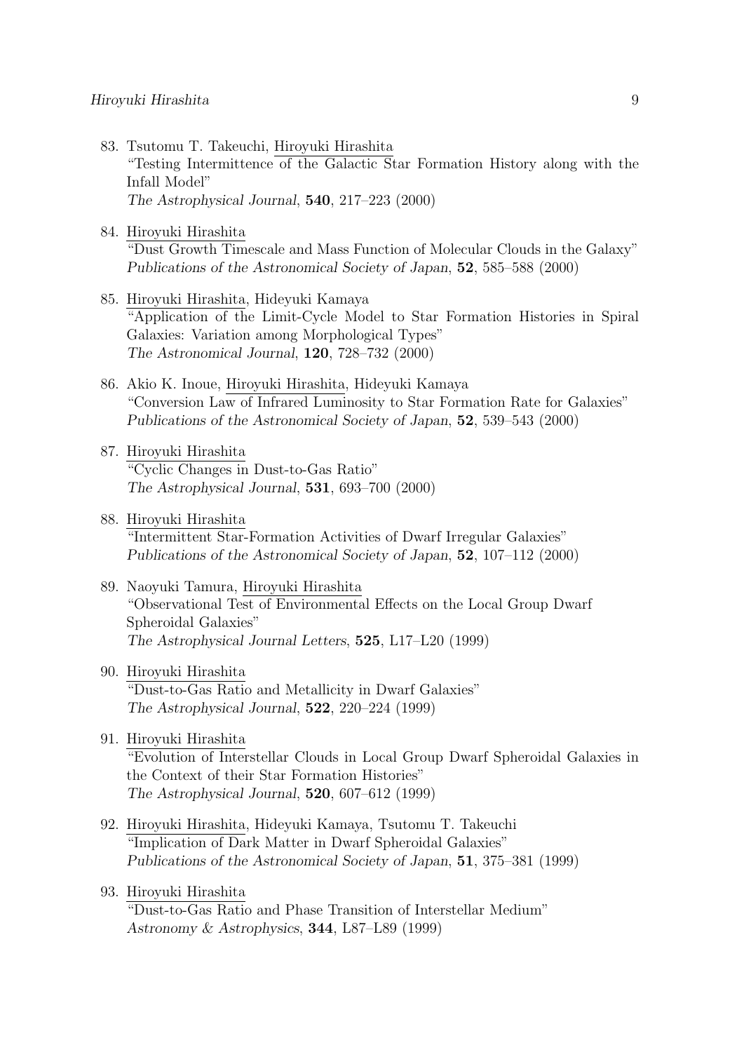83. Tsutomu T. Takeuchi, Hiroyuki Hirashita
"Testing Intermittence of the Galactic Star Formation History along with the Infall Model"
*The Astrophysical Journal*, **540**, 217–223 (2000)

84. Hiroyuki Hirashita
"Dust Growth Timescale and Mass Function of Molecular Clouds in the Galaxy"
*Publications of the Astronomical Society of Japan*, **52**, 585–588 (2000)

85. Hiroyuki Hirashita, Hideyuki Kamaya
"Application of the Limit-Cycle Model to Star Formation Histories in Spiral Galaxies: Variation among Morphological Types"
*The Astronomical Journal*, **120**, 728–732 (2000)

86. Akio K. Inoue, Hiroyuki Hirashita, Hideyuki Kamaya
"Conversion Law of Infrared Luminosity to Star Formation Rate for Galaxies"
*Publications of the Astronomical Society of Japan*, **52**, 539–543 (2000)

87. Hiroyuki Hirashita
"Cyclic Changes in Dust-to-Gas Ratio"
*The Astrophysical Journal*, **531**, 693–700 (2000)

88. Hiroyuki Hirashita
"Intermittent Star-Formation Activities of Dwarf Irregular Galaxies"
*Publications of the Astronomical Society of Japan*, **52**, 107–112 (2000)

89. Naoyuki Tamura, Hiroyuki Hirashita
"Observational Test of Environmental Effects on the Local Group Dwarf Spheroidal Galaxies"
*The Astrophysical Journal Letters*, **525**, L17–L20 (1999)

90. Hiroyuki Hirashita
"Dust-to-Gas Ratio and Metallicity in Dwarf Galaxies"
*The Astrophysical Journal*, **522**, 220–224 (1999)

91. Hiroyuki Hirashita
"Evolution of Interstellar Clouds in Local Group Dwarf Spheroidal Galaxies in the Context of their Star Formation Histories"
*The Astrophysical Journal*, **520**, 607–612 (1999)

92. Hiroyuki Hirashita, Hideyuki Kamaya, Tsutomu T. Takeuchi
"Implication of Dark Matter in Dwarf Spheroidal Galaxies"
*Publications of the Astronomical Society of Japan*, **51**, 375–381 (1999)

93. Hiroyuki Hirashita
"Dust-to-Gas Ratio and Phase Transition of Interstellar Medium"
*Astronomy & Astrophysics*, **344**, L87–L89 (1999)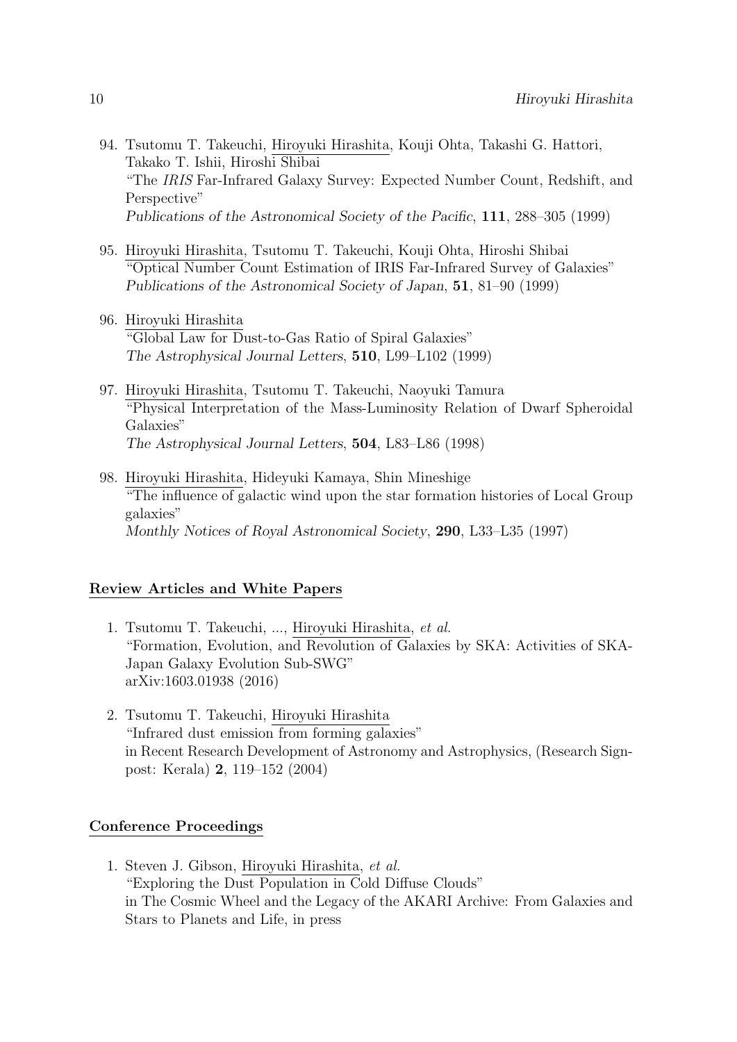94. Tsutomu T. Takeuchi, Hiroyuki Hirashita, Kouji Ohta, Takashi G. Hattori, Takako T. Ishii, Hiroshi Shibai
"The *IRIS* Far-Infrared Galaxy Survey: Expected Number Count, Redshift, and Perspective"
*Publications of the Astronomical Society of the Pacific*, **111**, 288–305 (1999)

95. Hiroyuki Hirashita, Tsutomu T. Takeuchi, Kouji Ohta, Hiroshi Shibai
"Optical Number Count Estimation of IRIS Far-Infrared Survey of Galaxies"
*Publications of the Astronomical Society of Japan*, **51**, 81–90 (1999)

96. Hiroyuki Hirashita
"Global Law for Dust-to-Gas Ratio of Spiral Galaxies"
*The Astrophysical Journal Letters*, **510**, L99–L102 (1999)

97. Hiroyuki Hirashita, Tsutomu T. Takeuchi, Naoyuki Tamura
"Physical Interpretation of the Mass-Luminosity Relation of Dwarf Spheroidal Galaxies"
*The Astrophysical Journal Letters*, **504**, L83–L86 (1998)

98. Hiroyuki Hirashita, Hideyuki Kamaya, Shin Mineshige
"The influence of galactic wind upon the star formation histories of Local Group galaxies"
*Monthly Notices of Royal Astronomical Society*, **290**, L33–L35 (1997)

## Review Articles and White Papers

1. Tsutomu T. Takeuchi, ..., Hiroyuki Hirashita, *et al.*
"Formation, Evolution, and Revolution of Galaxies by SKA: Activities of SKA-Japan Galaxy Evolution Sub-SWG"
arXiv:1603.01938 (2016)

2. Tsutomu T. Takeuchi, Hiroyuki Hirashita
"Infrared dust emission from forming galaxies"
in Recent Research Development of Astronomy and Astrophysics, (Research Signpost: Kerala) **2**, 119–152 (2004)

## Conference Proceedings

1. Steven J. Gibson, Hiroyuki Hirashita, *et al.*
"Exploring the Dust Population in Cold Diffuse Clouds"
in The Cosmic Wheel and the Legacy of the AKARI Archive: From Galaxies and Stars to Planets and Life, in press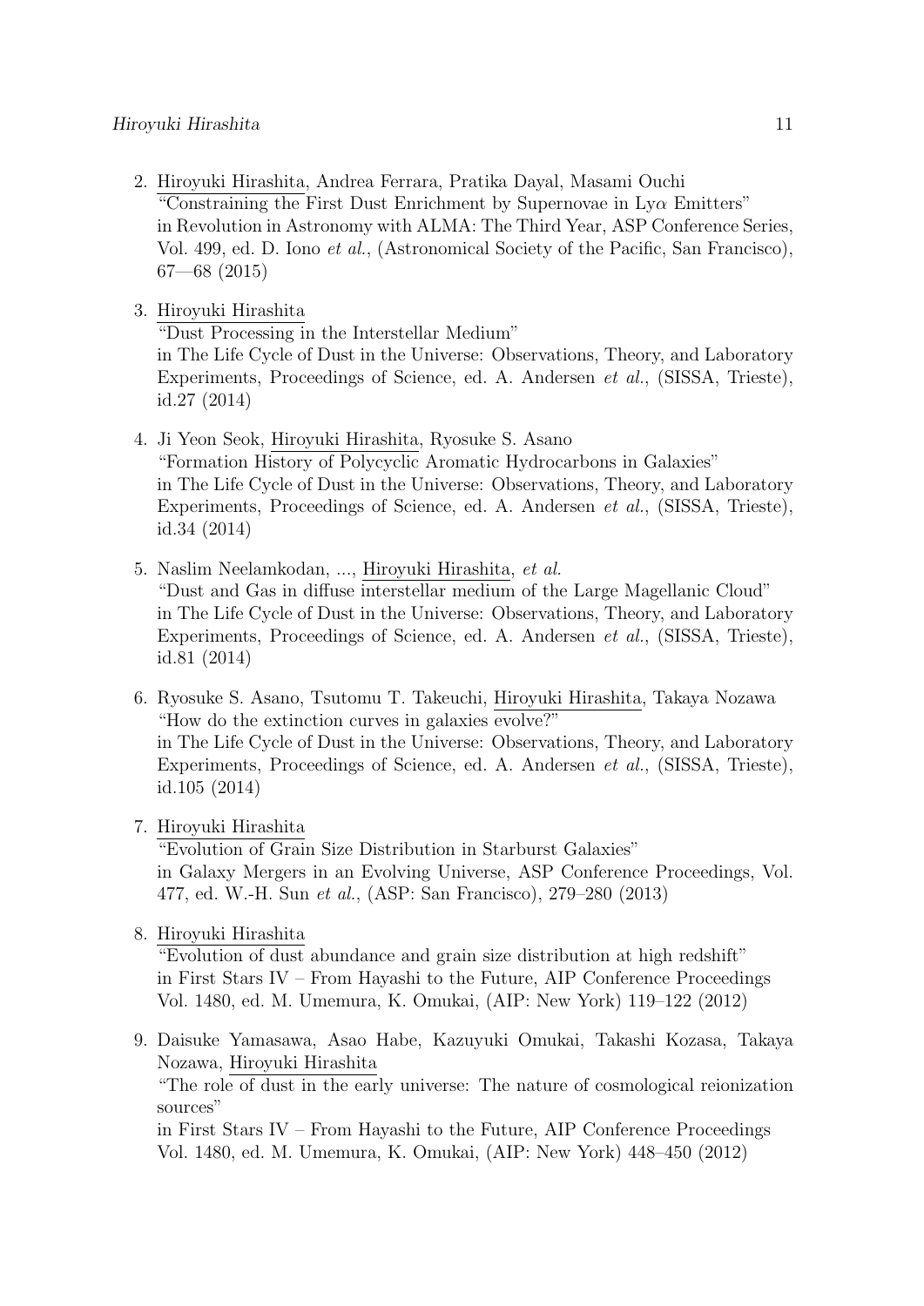2. Hiroyuki Hirashita, Andrea Ferrara, Pratika Dayal, Masami Ouchi
   "Constraining the First Dust Enrichment by Supernovae in Ly$\alpha$ Emitters"
   in Revolution in Astronomy with ALMA: The Third Year, ASP Conference Series, Vol. 499, ed. D. Iono *et al.*, (Astronomical Society of the Pacific, San Francisco), 67—68 (2015)

3. Hiroyuki Hirashita
   "Dust Processing in the Interstellar Medium"
   in The Life Cycle of Dust in the Universe: Observations, Theory, and Laboratory Experiments, Proceedings of Science, ed. A. Andersen *et al.*, (SISSA, Trieste), id.27 (2014)

4. Ji Yeon Seok, Hiroyuki Hirashita, Ryosuke S. Asano
   "Formation History of Polycyclic Aromatic Hydrocarbons in Galaxies"
   in The Life Cycle of Dust in the Universe: Observations, Theory, and Laboratory Experiments, Proceedings of Science, ed. A. Andersen *et al.*, (SISSA, Trieste), id.34 (2014)

5. Naslim Neelamkodan, ..., Hiroyuki Hirashita, *et al.*
   "Dust and Gas in diffuse interstellar medium of the Large Magellanic Cloud"
   in The Life Cycle of Dust in the Universe: Observations, Theory, and Laboratory Experiments, Proceedings of Science, ed. A. Andersen *et al.*, (SISSA, Trieste), id.81 (2014)

6. Ryosuke S. Asano, Tsutomu T. Takeuchi, Hiroyuki Hirashita, Takaya Nozawa
   "How do the extinction curves in galaxies evolve?"
   in The Life Cycle of Dust in the Universe: Observations, Theory, and Laboratory Experiments, Proceedings of Science, ed. A. Andersen *et al.*, (SISSA, Trieste), id.105 (2014)

7. Hiroyuki Hirashita
   "Evolution of Grain Size Distribution in Starburst Galaxies"
   in Galaxy Mergers in an Evolving Universe, ASP Conference Proceedings, Vol. 477, ed. W.-H. Sun *et al.*, (ASP: San Francisco), 279–280 (2013)

8. Hiroyuki Hirashita
   "Evolution of dust abundance and grain size distribution at high redshift"
   in First Stars IV – From Hayashi to the Future, AIP Conference Proceedings Vol. 1480, ed. M. Umemura, K. Omukai, (AIP: New York) 119–122 (2012)

9. Daisuke Yamasawa, Asao Habe, Kazuyuki Omukai, Takashi Kozasa, Takaya Nozawa, Hiroyuki Hirashita
   "The role of dust in the early universe: The nature of cosmological reionization sources"
   in First Stars IV – From Hayashi to the Future, AIP Conference Proceedings Vol. 1480, ed. M. Umemura, K. Omukai, (AIP: New York) 448–450 (2012)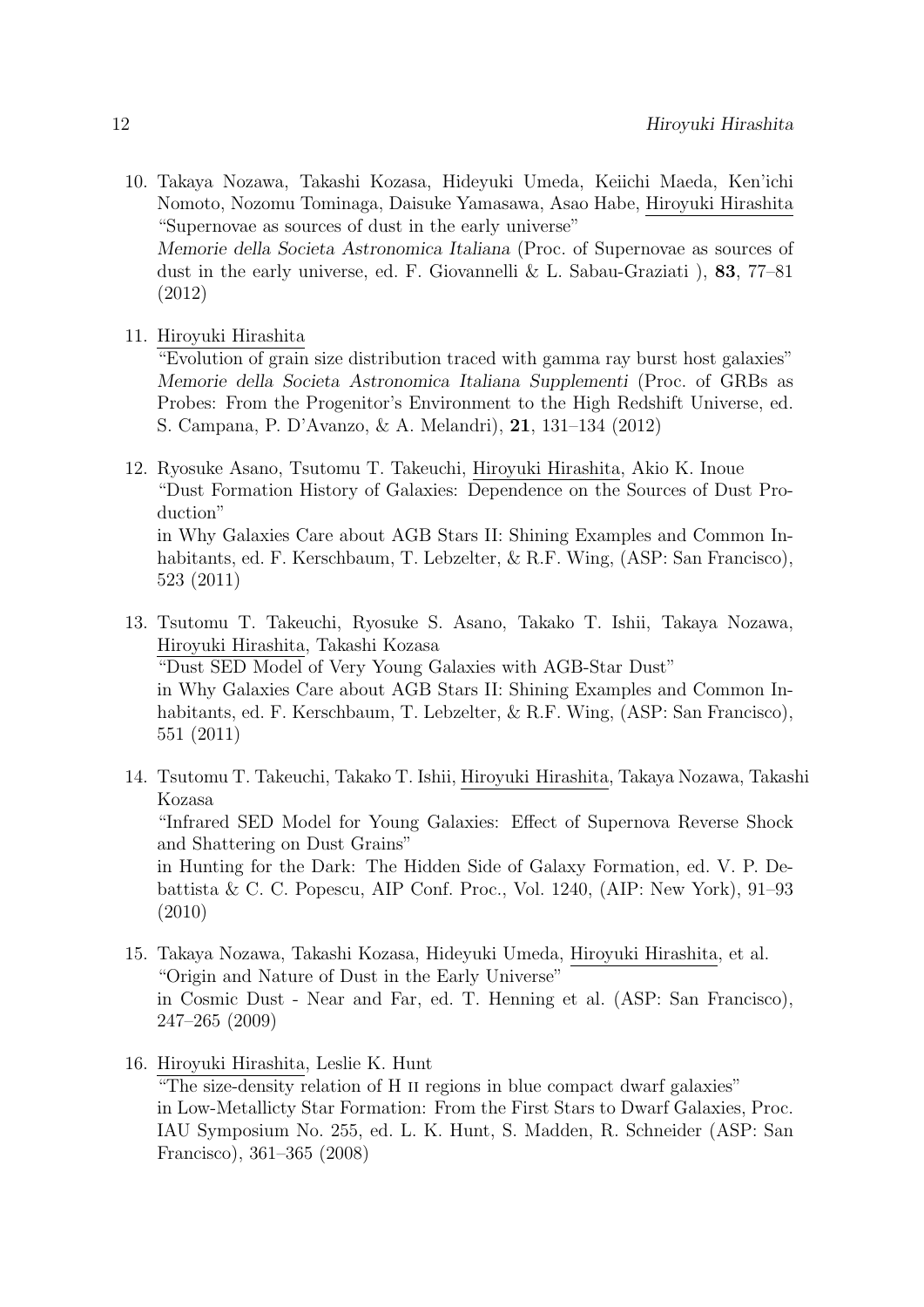10. Takaya Nozawa, Takashi Kozasa, Hideyuki Umeda, Keiichi Maeda, Ken'ichi Nomoto, Nozomu Tominaga, Daisuke Yamasawa, Asao Habe, Hiroyuki Hirashita
"Supernovae as sources of dust in the early universe"
*Memorie della Societa Astronomica Italiana* (Proc. of Supernovae as sources of dust in the early universe, ed. F. Giovannelli & L. Sabau-Graziati ), **83**, 77–81 (2012)

11. Hiroyuki Hirashita
"Evolution of grain size distribution traced with gamma ray burst host galaxies"
*Memorie della Societa Astronomica Italiana Supplementi* (Proc. of GRBs as Probes: From the Progenitor's Environment to the High Redshift Universe, ed. S. Campana, P. D'Avanzo, & A. Melandri), **21**, 131–134 (2012)

12. Ryosuke Asano, Tsutomu T. Takeuchi, Hiroyuki Hirashita, Akio K. Inoue
"Dust Formation History of Galaxies: Dependence on the Sources of Dust Production"
in Why Galaxies Care about AGB Stars II: Shining Examples and Common Inhabitants, ed. F. Kerschbaum, T. Lebzelter, & R.F. Wing, (ASP: San Francisco), 523 (2011)

13. Tsutomu T. Takeuchi, Ryosuke S. Asano, Takako T. Ishii, Takaya Nozawa, Hiroyuki Hirashita, Takashi Kozasa
"Dust SED Model of Very Young Galaxies with AGB-Star Dust"
in Why Galaxies Care about AGB Stars II: Shining Examples and Common Inhabitants, ed. F. Kerschbaum, T. Lebzelter, & R.F. Wing, (ASP: San Francisco), 551 (2011)

14. Tsutomu T. Takeuchi, Takako T. Ishii, Hiroyuki Hirashita, Takaya Nozawa, Takashi Kozasa
"Infrared SED Model for Young Galaxies: Effect of Supernova Reverse Shock and Shattering on Dust Grains"
in Hunting for the Dark: The Hidden Side of Galaxy Formation, ed. V. P. Debattista & C. C. Popescu, AIP Conf. Proc., Vol. 1240, (AIP: New York), 91–93 (2010)

15. Takaya Nozawa, Takashi Kozasa, Hideyuki Umeda, Hiroyuki Hirashita, et al.
"Origin and Nature of Dust in the Early Universe"
in Cosmic Dust - Near and Far, ed. T. Henning et al. (ASP: San Francisco), 247–265 (2009)

16. Hiroyuki Hirashita, Leslie K. Hunt
"The size-density relation of H II regions in blue compact dwarf galaxies"
in Low-Metallicty Star Formation: From the First Stars to Dwarf Galaxies, Proc. IAU Symposium No. 255, ed. L. K. Hunt, S. Madden, R. Schneider (ASP: San Francisco), 361–365 (2008)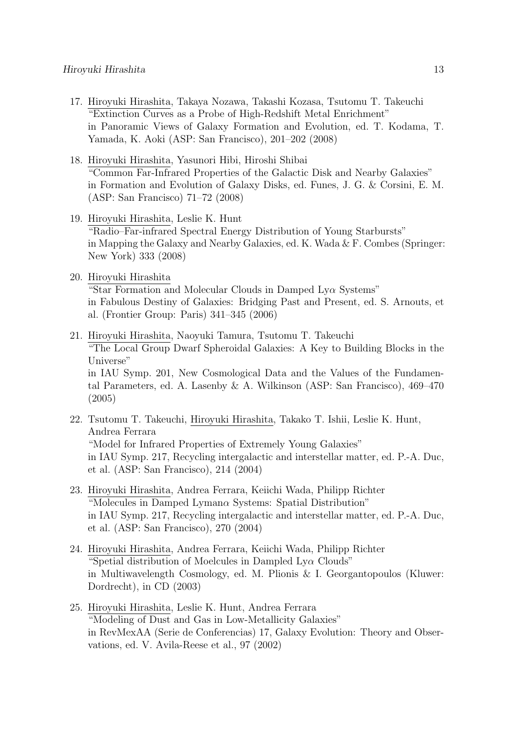17. Hiroyuki Hirashita, Takaya Nozawa, Takashi Kozasa, Tsutomu T. Takeuchi
"Extinction Curves as a Probe of High-Redshift Metal Enrichment"
in Panoramic Views of Galaxy Formation and Evolution, ed. T. Kodama, T. Yamada, K. Aoki (ASP: San Francisco), 201–202 (2008)

18. Hiroyuki Hirashita, Yasunori Hibi, Hiroshi Shibai
"Common Far-Infrared Properties of the Galactic Disk and Nearby Galaxies"
in Formation and Evolution of Galaxy Disks, ed. Funes, J. G. & Corsini, E. M. (ASP: San Francisco) 71–72 (2008)

19. Hiroyuki Hirashita, Leslie K. Hunt
"Radio–Far-infrared Spectral Energy Distribution of Young Starbursts"
in Mapping the Galaxy and Nearby Galaxies, ed. K. Wada & F. Combes (Springer: New York) 333 (2008)

20. Hiroyuki Hirashita
"Star Formation and Molecular Clouds in Damped Ly$\alpha$ Systems"
in Fabulous Destiny of Galaxies: Bridging Past and Present, ed. S. Arnouts, et al. (Frontier Group: Paris) 341–345 (2006)

21. Hiroyuki Hirashita, Naoyuki Tamura, Tsutomu T. Takeuchi
"The Local Group Dwarf Spheroidal Galaxies: A Key to Building Blocks in the Universe"
in IAU Symp. 201, New Cosmological Data and the Values of the Fundamental Parameters, ed. A. Lasenby & A. Wilkinson (ASP: San Francisco), 469–470 (2005)

22. Tsutomu T. Takeuchi, Hiroyuki Hirashita, Takako T. Ishii, Leslie K. Hunt, Andrea Ferrara
"Model for Infrared Properties of Extremely Young Galaxies"
in IAU Symp. 217, Recycling intergalactic and interstellar matter, ed. P.-A. Duc, et al. (ASP: San Francisco), 214 (2004)

23. Hiroyuki Hirashita, Andrea Ferrara, Keiichi Wada, Philipp Richter
"Molecules in Damped Lyman$\alpha$ Systems: Spatial Distribution"
in IAU Symp. 217, Recycling intergalactic and interstellar matter, ed. P.-A. Duc, et al. (ASP: San Francisco), 270 (2004)

24. Hiroyuki Hirashita, Andrea Ferrara, Keiichi Wada, Philipp Richter
"Spetial distribution of Moelcules in Dampled Ly$\alpha$ Clouds"
in Multiwavelength Cosmology, ed. M. Plionis & I. Georgantopoulos (Kluwer: Dordrecht), in CD (2003)

25. Hiroyuki Hirashita, Leslie K. Hunt, Andrea Ferrara
"Modeling of Dust and Gas in Low-Metallicity Galaxies"
in RevMexAA (Serie de Conferencias) 17, Galaxy Evolution: Theory and Observations, ed. V. Avila-Reese et al., 97 (2002)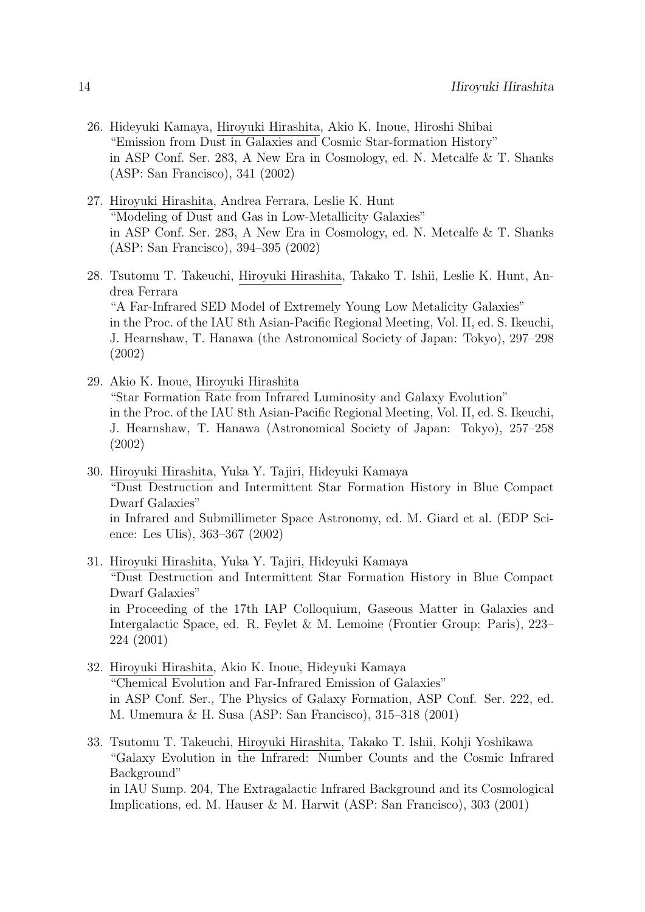26. Hideyuki Kamaya, Hiroyuki Hirashita, Akio K. Inoue, Hiroshi Shibai
"Emission from Dust in Galaxies and Cosmic Star-formation History"
in ASP Conf. Ser. 283, A New Era in Cosmology, ed. N. Metcalfe & T. Shanks (ASP: San Francisco), 341 (2002)

27. Hiroyuki Hirashita, Andrea Ferrara, Leslie K. Hunt
"Modeling of Dust and Gas in Low-Metallicity Galaxies"
in ASP Conf. Ser. 283, A New Era in Cosmology, ed. N. Metcalfe & T. Shanks (ASP: San Francisco), 394–395 (2002)

28. Tsutomu T. Takeuchi, Hiroyuki Hirashita, Takako T. Ishii, Leslie K. Hunt, Andrea Ferrara
"A Far-Infrared SED Model of Extremely Young Low Metalicity Galaxies"
in the Proc. of the IAU 8th Asian-Pacific Regional Meeting, Vol. II, ed. S. Ikeuchi, J. Hearnshaw, T. Hanawa (the Astronomical Society of Japan: Tokyo), 297–298 (2002)

29. Akio K. Inoue, Hiroyuki Hirashita
"Star Formation Rate from Infrared Luminosity and Galaxy Evolution"
in the Proc. of the IAU 8th Asian-Pacific Regional Meeting, Vol. II, ed. S. Ikeuchi, J. Hearnshaw, T. Hanawa (Astronomical Society of Japan: Tokyo), 257–258 (2002)

30. Hiroyuki Hirashita, Yuka Y. Tajiri, Hideyuki Kamaya
"Dust Destruction and Intermittent Star Formation History in Blue Compact Dwarf Galaxies"
in Infrared and Submillimeter Space Astronomy, ed. M. Giard et al. (EDP Science: Les Ulis), 363–367 (2002)

31. Hiroyuki Hirashita, Yuka Y. Tajiri, Hideyuki Kamaya
"Dust Destruction and Intermittent Star Formation History in Blue Compact Dwarf Galaxies"
in Proceeding of the 17th IAP Colloquium, Gaseous Matter in Galaxies and Intergalactic Space, ed. R. Feylet & M. Lemoine (Frontier Group: Paris), 223–224 (2001)

32. Hiroyuki Hirashita, Akio K. Inoue, Hideyuki Kamaya
"Chemical Evolution and Far-Infrared Emission of Galaxies"
in ASP Conf. Ser., The Physics of Galaxy Formation, ASP Conf. Ser. 222, ed. M. Umemura & H. Susa (ASP: San Francisco), 315–318 (2001)

33. Tsutomu T. Takeuchi, Hiroyuki Hirashita, Takako T. Ishii, Kohji Yoshikawa
"Galaxy Evolution in the Infrared: Number Counts and the Cosmic Infrared Background"
in IAU Sump. 204, The Extragalactic Infrared Background and its Cosmological Implications, ed. M. Hauser & M. Harwit (ASP: San Francisco), 303 (2001)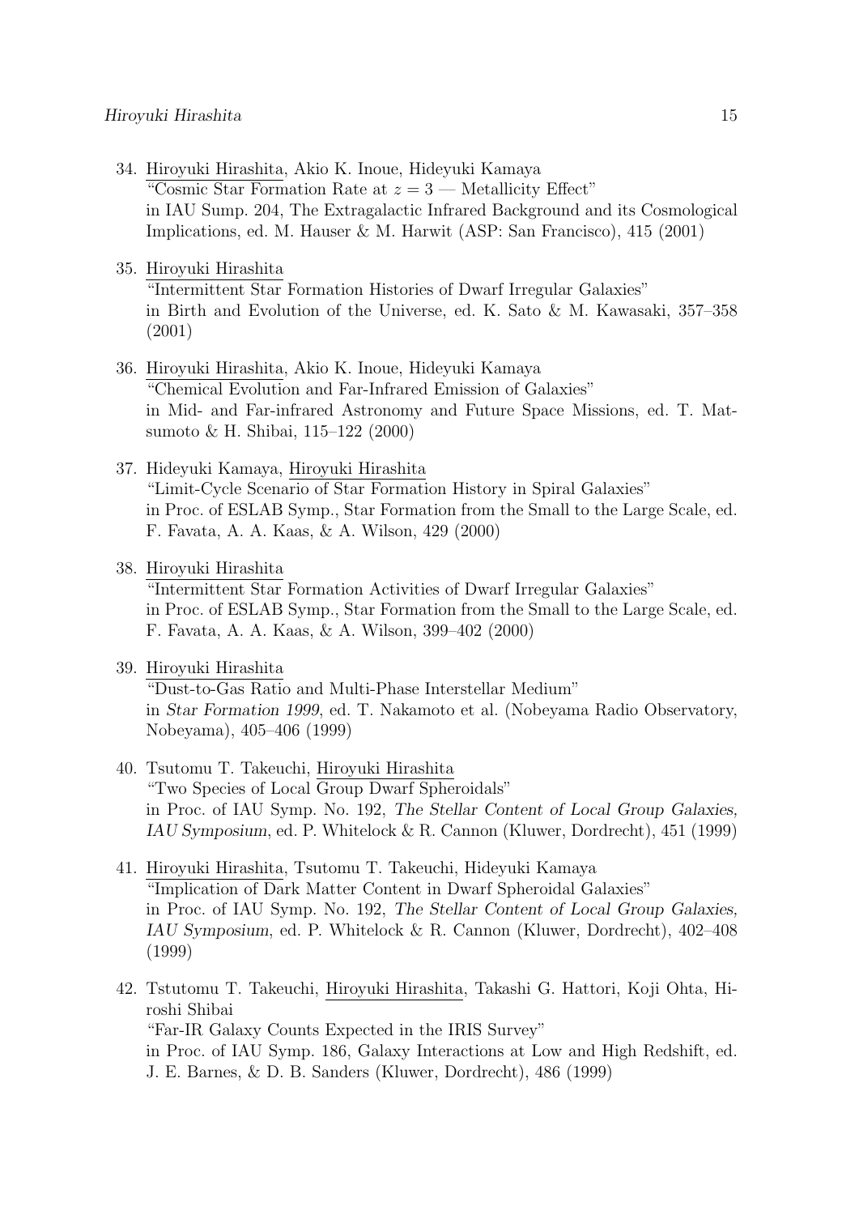34. <u>Hiroyuki Hirashita</u>, Akio K. Inoue, Hideyuki Kamaya
"Cosmic Star Formation Rate at $z = 3$ — Metallicity Effect"
in IAU Sump. 204, The Extragalactic Infrared Background and its Cosmological Implications, ed. M. Hauser & M. Harwit (ASP: San Francisco), 415 (2001)

35. <u>Hiroyuki Hirashita</u>
"Intermittent Star Formation Histories of Dwarf Irregular Galaxies"
in Birth and Evolution of the Universe, ed. K. Sato & M. Kawasaki, 357–358 (2001)

36. <u>Hiroyuki Hirashita</u>, Akio K. Inoue, Hideyuki Kamaya
"Chemical Evolution and Far-Infrared Emission of Galaxies"
in Mid- and Far-infrared Astronomy and Future Space Missions, ed. T. Matsumoto & H. Shibai, 115–122 (2000)

37. Hideyuki Kamaya, <u>Hiroyuki Hirashita</u>
"Limit-Cycle Scenario of Star Formation History in Spiral Galaxies"
in Proc. of ESLAB Symp., Star Formation from the Small to the Large Scale, ed. F. Favata, A. A. Kaas, & A. Wilson, 429 (2000)

38. <u>Hiroyuki Hirashita</u>
"Intermittent Star Formation Activities of Dwarf Irregular Galaxies"
in Proc. of ESLAB Symp., Star Formation from the Small to the Large Scale, ed. F. Favata, A. A. Kaas, & A. Wilson, 399–402 (2000)

39. <u>Hiroyuki Hirashita</u>
"Dust-to-Gas Ratio and Multi-Phase Interstellar Medium"
in *Star Formation 1999*, ed. T. Nakamoto et al. (Nobeyama Radio Observatory, Nobeyama), 405–406 (1999)

40. Tsutomu T. Takeuchi, <u>Hiroyuki Hirashita</u>
"Two Species of Local Group Dwarf Spheroidals"
in Proc. of IAU Symp. No. 192, *The Stellar Content of Local Group Galaxies, IAU Symposium*, ed. P. Whitelock & R. Cannon (Kluwer, Dordrecht), 451 (1999)

41. <u>Hiroyuki Hirashita</u>, Tsutomu T. Takeuchi, Hideyuki Kamaya
"Implication of Dark Matter Content in Dwarf Spheroidal Galaxies"
in Proc. of IAU Symp. No. 192, *The Stellar Content of Local Group Galaxies, IAU Symposium*, ed. P. Whitelock & R. Cannon (Kluwer, Dordrecht), 402–408 (1999)

42. Tstutomu T. Takeuchi, <u>Hiroyuki Hirashita</u>, Takashi G. Hattori, Koji Ohta, Hiroshi Shibai
"Far-IR Galaxy Counts Expected in the IRIS Survey"
in Proc. of IAU Symp. 186, Galaxy Interactions at Low and High Redshift, ed. J. E. Barnes, & D. B. Sanders (Kluwer, Dordrecht), 486 (1999)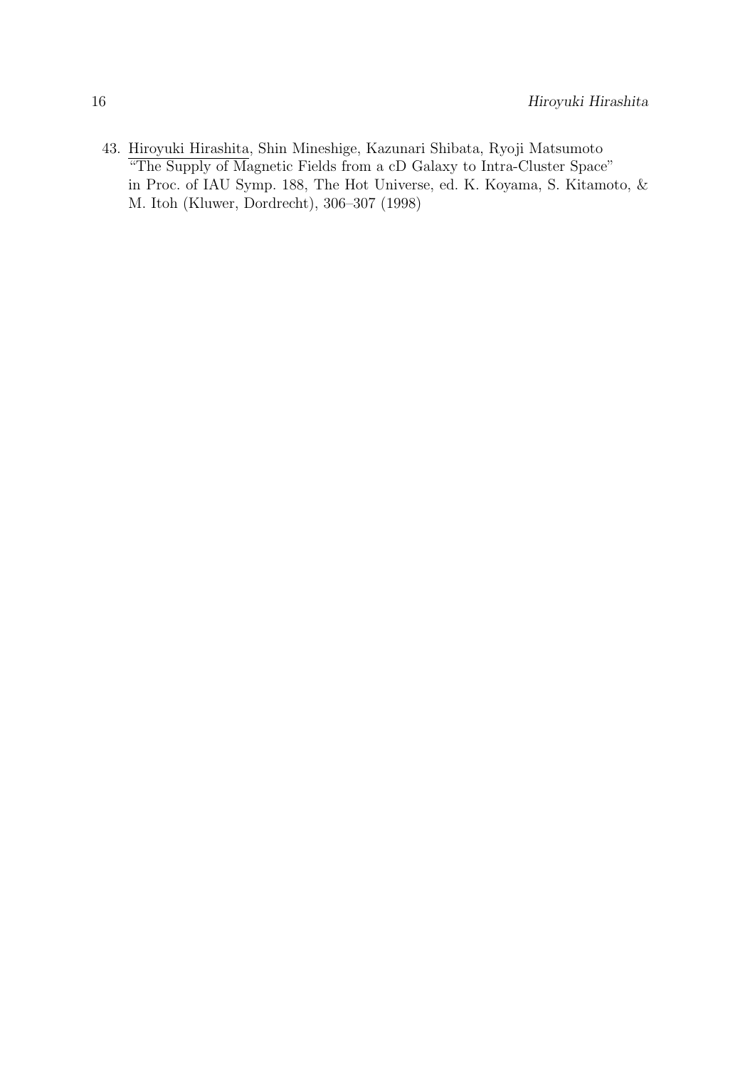43. Hiroyuki Hirashita, Shin Mineshige, Kazunari Shibata, Ryoji Matsumoto
"The Supply of Magnetic Fields from a cD Galaxy to Intra-Cluster Space"
in Proc. of IAU Symp. 188, The Hot Universe, ed. K. Koyama, S. Kitamoto, &
M. Itoh (Kluwer, Dordrecht), 306–307 (1998)